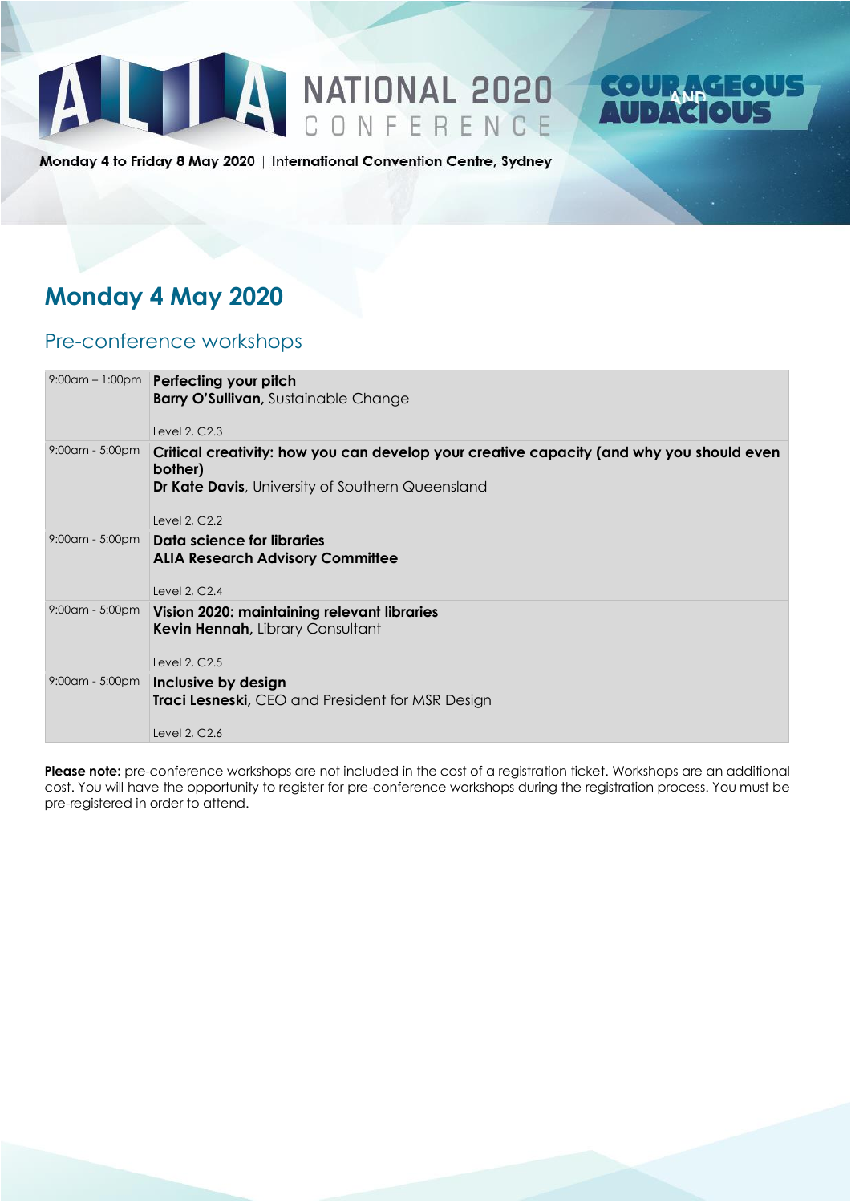# ALIA NATIONAL 2020 CONFERENCE

**COURAGEOUS AND AUDACIOUS**

**Monday 4 to Friday 8 May 2020** | **International Convention Centre, Sydney**

## Monday 4 May 2020

### Pre-conference workshops

| Time | Session |
|---|---|
| 9:00am – 1:00pm | **Perfecting your pitch**<br>**Barry O'Sullivan**, Sustainable Change<br><br>Level 2, C2.3 |
| 9:00am - 5:00pm | **Critical creativity: how you can develop your creative capacity (and why you should even bother)**<br>**Dr Kate Davis**, University of Southern Queensland<br><br>Level 2, C2.2 |
| 9:00am - 5:00pm | **Data science for libraries**<br>**ALIA Research Advisory Committee**<br><br>Level 2, C2.4 |
| 9:00am - 5:00pm | **Vision 2020: maintaining relevant libraries**<br>**Kevin Hennah,** Library Consultant<br><br>Level 2, C2.5 |
| 9:00am - 5:00pm | **Inclusive by design**<br>**Traci Lesneski,** CEO and President for MSR Design<br><br>Level 2, C2.6 |

**Please note:** pre-conference workshops are not included in the cost of a registration ticket. Workshops are an additional cost. You will have the opportunity to register for pre-conference workshops during the registration process. You must be pre-registered in order to attend.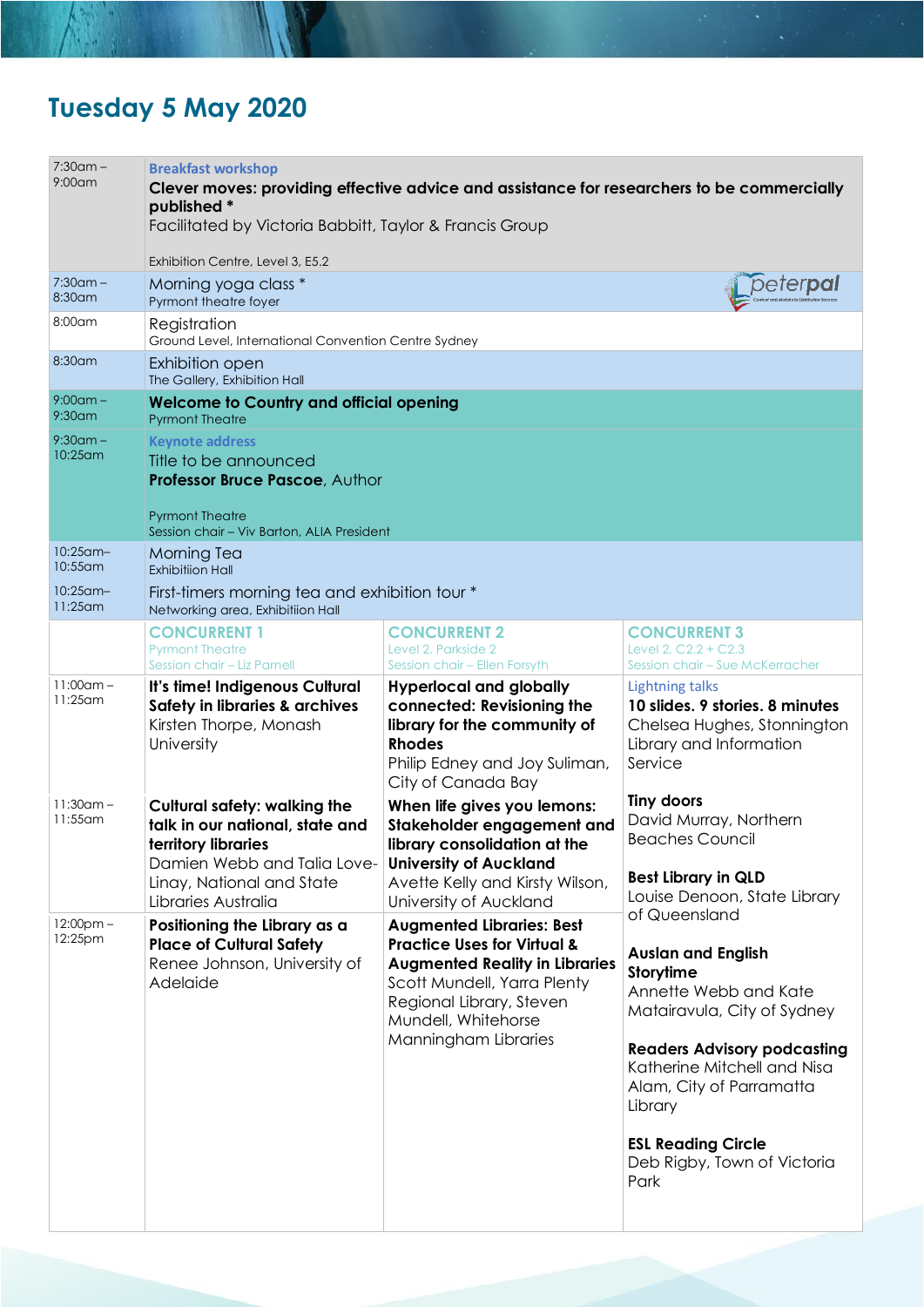# Tuesday 5 May 2020

| | | | |
|---|---|---|---|
| 7:30am – 9:00am | **Breakfast workshop**<br>**Clever moves: providing effective advice and assistance for researchers to be commercially published** *<br>Facilitated by Victoria Babbitt, Taylor & Francis Group<br><br>Exhibition Centre, Level 3, E5.2 | | |
| 7:30am – 8:30am | Morning yoga class *<br>Pyrmont theatre foyer | | |
| 8:00am | Registration<br>Ground Level, International Convention Centre Sydney | | |
| 8:30am | Exhibition open<br>The Gallery, Exhibition Hall | | |
| 9:00am – 9:30am | **Welcome to Country and official opening**<br>Pyrmont Theatre | | |
| 9:30am – 10:25am | **Keynote address**<br>Title to be announced<br>**Professor Bruce Pascoe**, Author<br><br>Pyrmont Theatre<br>Session chair – Viv Barton, ALIA President | | |
| 10:25am– 10:55am | Morning Tea<br>Exhibitiion Hall | | |
| 10:25am– 11:25am | First-timers morning tea and exhibition tour *<br>Networking area, Exhibitiion Hall | | |
| | **CONCURRENT 1**<br>Pyrmont Theatre<br>Session chair – Liz Parnell | **CONCURRENT 2**<br>Level 2, Parkside 2<br>Session chair – Ellen Forsyth | **CONCURRENT 3**<br>Level 2, C2.2 + C2.3<br>Session chair – Sue McKerracher |
| 11:00am – 11:25am | **It's time! Indigenous Cultural Safety in libraries & archives**<br>Kirsten Thorpe, Monash University | **Hyperlocal and globally connected: Revisioning the library for the community of Rhodes**<br>Philip Edney and Joy Suliman, City of Canada Bay | Lightning talks<br>**10 slides. 9 stories. 8 minutes**<br>Chelsea Hughes, Stonnington Library and Information Service<br><br>**Tiny doors**<br>David Murray, Northern Beaches Council<br><br>**Best Library in QLD**<br>Louise Denoon, State Library of Queensland<br><br>**Auslan and English Storytime**<br>Annette Webb and Kate Mataíravula, City of Sydney<br><br>**Readers Advisory podcasting**<br>Katherine Mitchell and Nisa Alam, City of Parramatta Library<br><br>**ESL Reading Circle**<br>Deb Rigby, Town of Victoria Park |
| 11:30am – 11:55am | **Cultural safety: walking the talk in our national, state and territory libraries**<br>Damien Webb and Talia Love-Linay, National and State Libraries Australia | **When life gives you lemons: Stakeholder engagement and library consolidation at the University of Auckland**<br>Avette Kelly and Kirsty Wilson, University of Auckland | |
| 12:00pm – 12:25pm | **Positioning the Library as a Place of Cultural Safety**<br>Renee Johnson, University of Adelaide | **Augmented Libraries: Best Practice Uses for Virtual & Augmented Reality in Libraries**<br>Scott Mundell, Yarra Plenty Regional Library, Steven Mundell, Whitehorse Manningham Libraries | |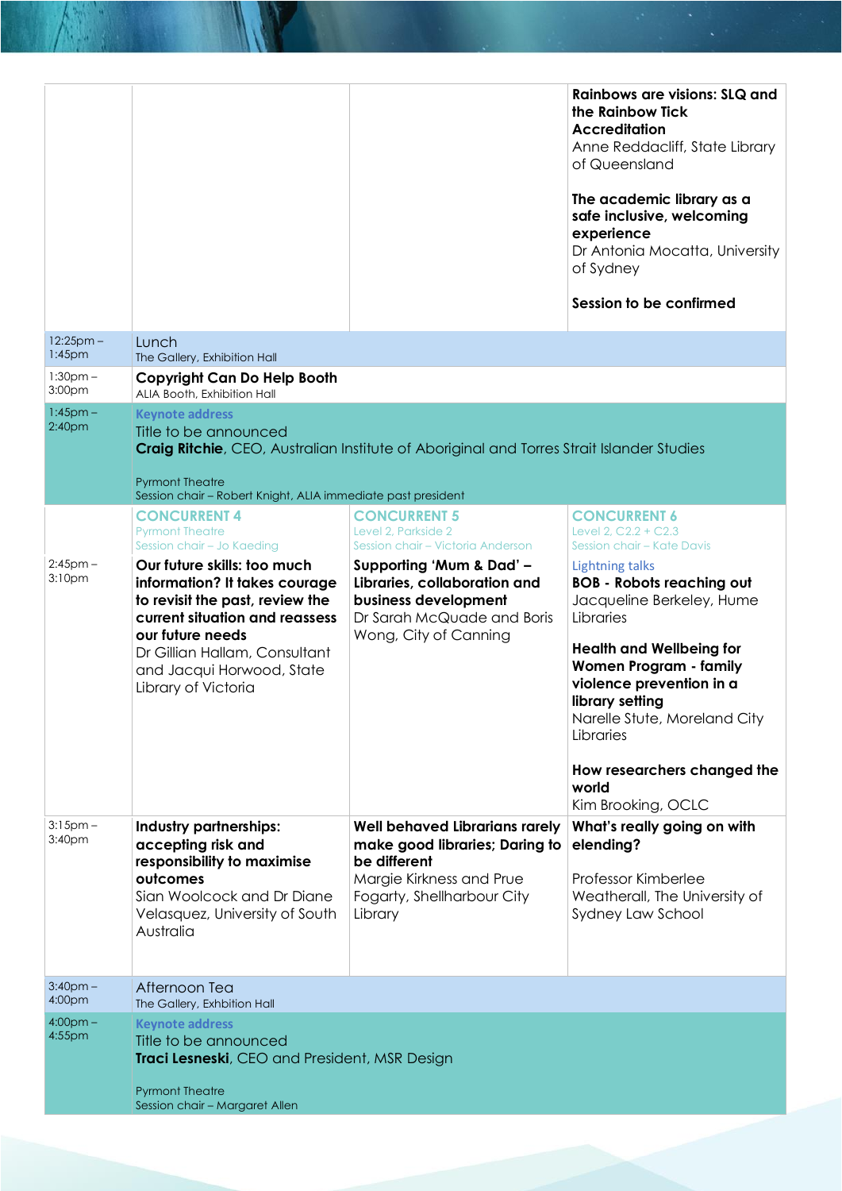| | | | |
|---|---|---|---|
| | | | **Rainbows are visions: SLQ and the Rainbow Tick Accreditation** Anne Reddacliff, State Library of Queensland<br><br>**The academic library as a safe inclusive, welcoming experience** Dr Antonia Mocatta, University of Sydney<br><br>**Session to be confirmed** |
| 12:25pm – 1:45pm | Lunch<br>The Gallery, Exhibition Hall | | |
| 1:30pm – 3:00pm | **Copyright Can Do Help Booth**<br>ALIA Booth, Exhibition Hall | | |
| 1:45pm – 2:40pm | Keynote address<br>Title to be announced<br>**Craig Ritchie**, CEO, Australian Institute of Aboriginal and Torres Strait Islander Studies<br><br>Pyrmont Theatre<br>Session chair – Robert Knight, ALIA immediate past president | | |
| | CONCURRENT 4<br>Pyrmont Theatre<br>Session chair – Jo Kaeding | CONCURRENT 5<br>Level 2, Parkside 2<br>Session chair – Victoria Anderson | CONCURRENT 6<br>Level 2, C2.2 + C2.3<br>Session chair – Kate Davis |
| 2:45pm – 3:10pm | **Our future skills: too much information? It takes courage to revisit the past, review the current situation and reassess our future needs**<br>Dr Gillian Hallam, Consultant and Jacqui Horwood, State Library of Victoria | **Supporting 'Mum & Dad' – Libraries, collaboration and business development**<br>Dr Sarah McQuade and Boris Wong, City of Canning | Lightning talks<br>**BOB - Robots reaching out**<br>Jacqueline Berkeley, Hume Libraries<br><br>**Health and Wellbeing for Women Program - family violence prevention in a library setting**<br>Narelle Stute, Moreland City Libraries<br><br>**How researchers changed the world**<br>Kim Brooking, OCLC |
| 3:15pm – 3:40pm | **Industry partnerships: accepting risk and responsibility to maximise outcomes**<br>Sian Woolcock and Dr Diane Velasquez, University of South Australia | **Well behaved Librarians rarely make good libraries; Daring to be different**<br>Margie Kirkness and Prue Fogarty, Shellharbour City Library | **What's really going on with elending?**<br><br>Professor Kimberlee Weatherall, The University of Sydney Law School |
| 3:40pm – 4:00pm | Afternoon Tea<br>The Gallery, Exhibition Hall | | |
| 4:00pm – 4:55pm | Keynote address<br>Title to be announced<br>**Traci Lesneski**, CEO and President, MSR Design<br><br>Pyrmont Theatre<br>Session chair – Margaret Allen | | |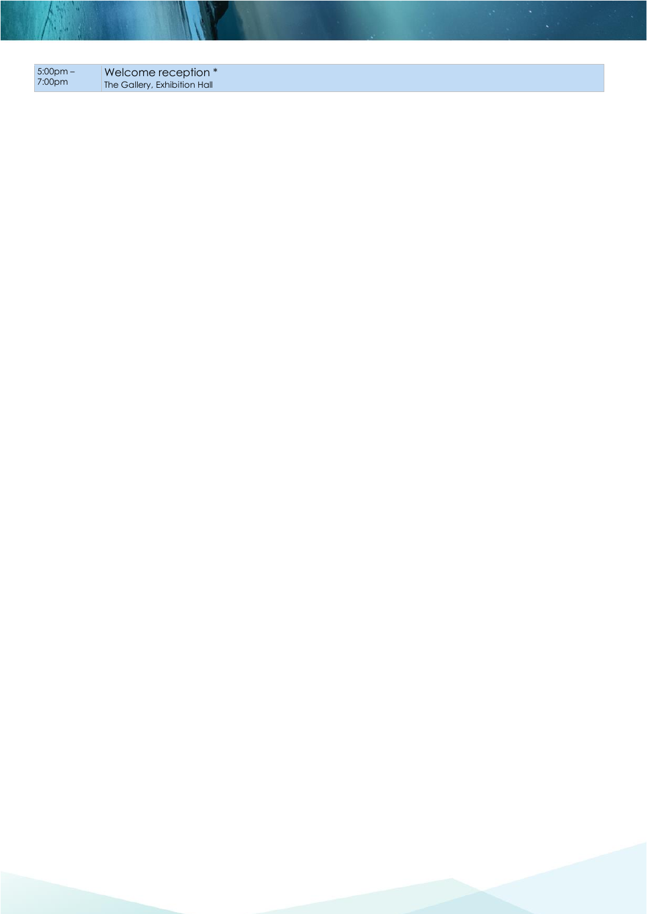| | |
|---|---|
| 5:00pm – 7:00pm | Welcome reception * <br> The Gallery, Exhibition Hall |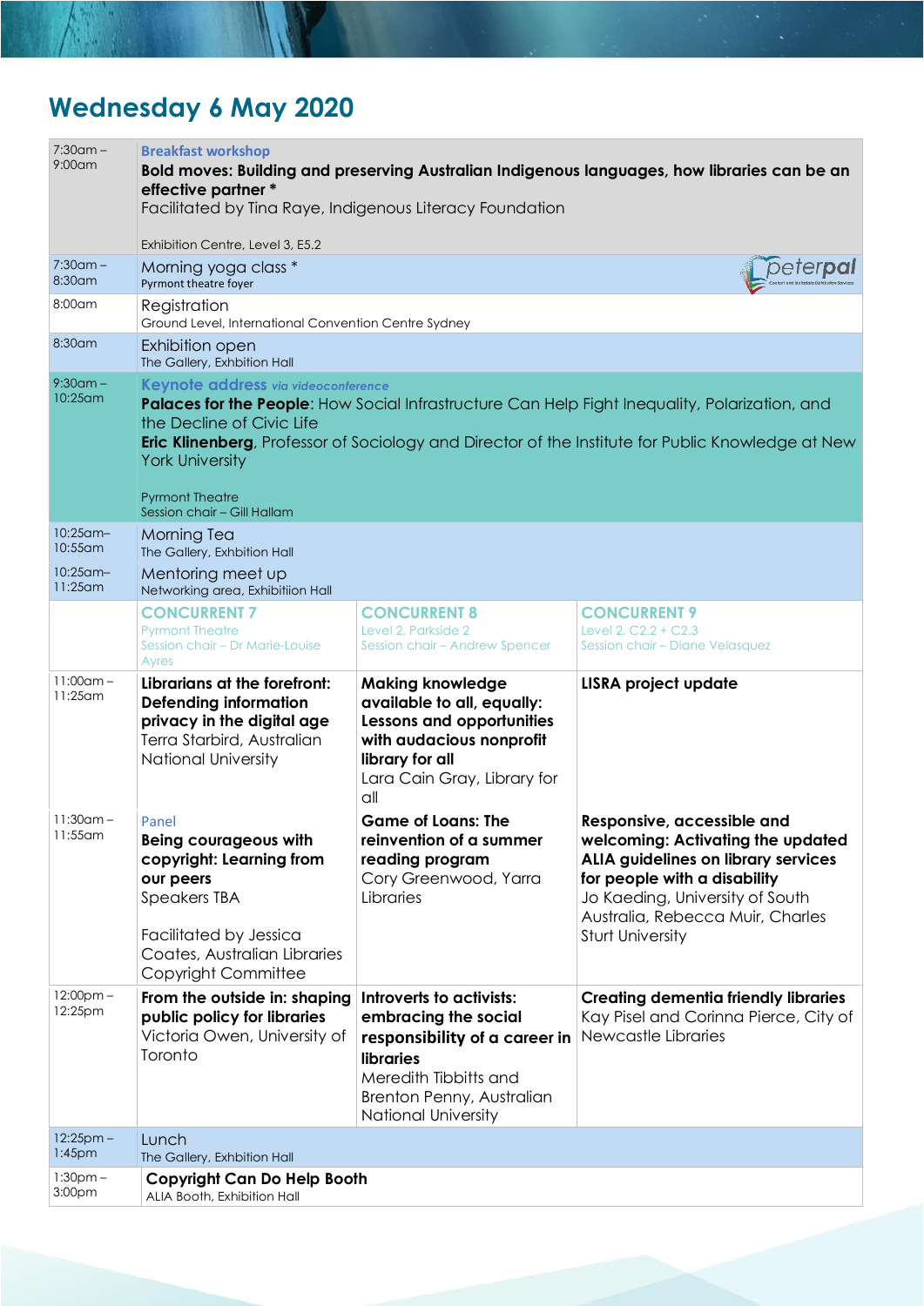# Wednesday 6 May 2020

| Time | | | |
|---|---|---|---|
| 7:30am – 9:00am | Breakfast workshop<br>**Bold moves: Building and preserving Australian Indigenous languages, how libraries can be an effective partner ***<br>Facilitated by Tina Raye, Indigenous Literacy Foundation<br><br>Exhibition Centre, Level 3, E5.2 | | |
| 7:30am – 8:30am | Morning yoga class *<br>Pyrmont theatre foyer | | |
| 8:00am | Registration<br>Ground Level, International Convention Centre Sydney | | |
| 8:30am | Exhibition open<br>The Gallery, Exhbition Hall | | |
| 9:30am – 10:25am | Keynote address *via videoconference*<br>**Palaces for the People**: How Social Infrastructure Can Help Fight Inequality, Polarization, and the Decline of Civic Life<br>**Eric Klinenberg**, Professor of Sociology and Director of the Institute for Public Knowledge at New York University<br><br>Pyrmont Theatre<br>Session chair – Gill Hallam | | |
| 10:25am– 10:55am | Morning Tea<br>The Gallery, Exhbition Hall | | |
| 10:25am– 11:25am | Mentoring meet up<br>Networking area, Exhibitiion Hall | | |
| | CONCURRENT 7<br>Pyrmont Theatre<br>Session chair – Dr Marie-Louise Ayres | CONCURRENT 8<br>Level 2, Parkside 2<br>Session chair – Andrew Spencer | CONCURRENT 9<br>Level 2, C2.2 + C2.3<br>Session chair – Diane Velasquez |
| 11:00am – 11:25am | **Librarians at the forefront: Defending information privacy in the digital age**<br>Terra Starbird, Australian National University | **Making knowledge available to all, equally: Lessons and opportunities with audacious nonprofit library for all**<br>Lara Cain Gray, Library for all | **LISRA project update** |
| 11:30am – 11:55am | Panel<br>**Being courageous with copyright: Learning from our peers**<br>Speakers TBA<br><br>Facilitated by Jessica Coates, Australian Libraries Copyright Committee | **Game of Loans: The reinvention of a summer reading program**<br>Cory Greenwood, Yarra Libraries | **Responsive, accessible and welcoming: Activating the updated ALIA guidelines on library services for people with a disability**<br>Jo Kaeding, University of South Australia, Rebecca Muir, Charles Sturt University |
| 12:00pm – 12:25pm | **From the outside in: shaping public policy for libraries**<br>Victoria Owen, University of Toronto | **Introverts to activists: embracing the social responsibility of a career in libraries**<br>Meredith Tibbitts and Brenton Penny, Australian National University | **Creating dementia friendly libraries**<br>Kay Pisel and Corinna Pierce, City of Newcastle Libraries |
| 12:25pm – 1:45pm | Lunch<br>The Gallery, Exhibition Hall | | |
| 1:30pm – 3:00pm | **Copyright Can Do Help Booth**<br>ALIA Booth, Exhibition Hall | | |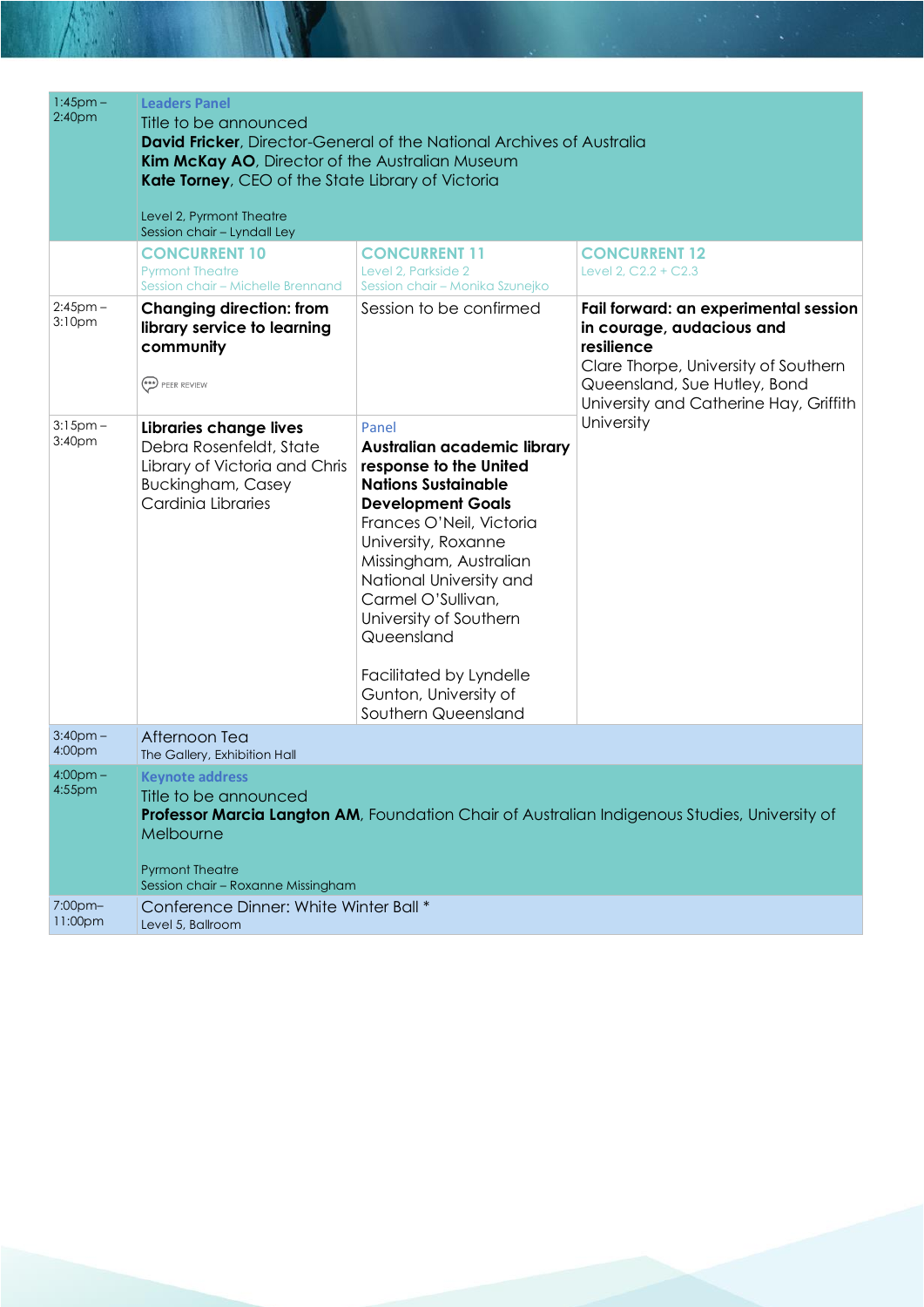| Time | Session | | |
|---|---|---|---|
| 1:45pm – 2:40pm | **Leaders Panel**<br>Title to be announced<br>**David Fricker**, Director-General of the National Archives of Australia<br>**Kim McKay AO**, Director of the Australian Museum<br>**Kate Torney**, CEO of the State Library of Victoria<br><br>Level 2, Pyrmont Theatre<br>Session chair – Lyndall Ley | | |
| | **CONCURRENT 10**<br>Pyrmont Theatre<br>Session chair – Michelle Brennand | **CONCURRENT 11**<br>Level 2, Parkside 2<br>Session chair – Monika Szunejko | **CONCURRENT 12**<br>Level 2, C2.2 + C2.3 |
| 2:45pm – 3:10pm | **Changing direction: from library service to learning community**<br><br>PEER REVIEW | Session to be confirmed | **Fail forward: an experimental session in courage, audacious and resilience**<br>Clare Thorpe, University of Southern Queensland, Sue Hutley, Bond University and Catherine Hay, Griffith University |
| 3:15pm – 3:40pm | **Libraries change lives**<br>Debra Rosenfeldt, State Library of Victoria and Chris Buckingham, Casey Cardinia Libraries | Panel<br>**Australian academic library response to the United Nations Sustainable Development Goals**<br>Frances O'Neil, Victoria University, Roxanne Missingham, Australian National University and Carmel O'Sullivan, University of Southern Queensland<br><br>Facilitated by Lyndelle Gunton, University of Southern Queensland | |
| 3:40pm – 4:00pm | Afternoon Tea<br>The Gallery, Exhibition Hall | | |
| 4:00pm – 4:55pm | **Keynote address**<br>Title to be announced<br>**Professor Marcia Langton AM**, Foundation Chair of Australian Indigenous Studies, University of Melbourne<br><br>Pyrmont Theatre<br>Session chair – Roxanne Missingham | | |
| 7:00pm– 11:00pm | Conference Dinner: White Winter Ball *<br>Level 5, Ballroom | | |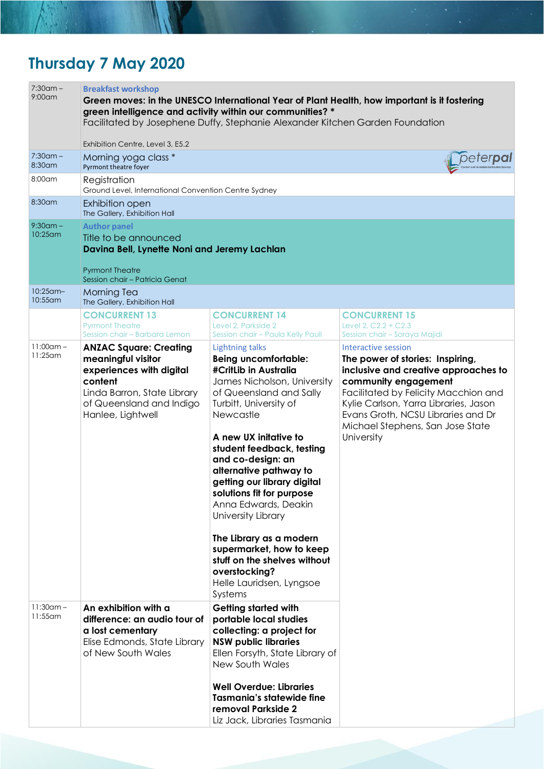# Thursday 7 May 2020

| | | | |
|---|---|---|---|
| 7:30am – 9:00am | **Breakfast workshop**<br>**Green moves: in the UNESCO International Year of Plant Health, how important is it fostering green intelligence and activity within our communities? ***<br>Facilitated by Josephene Duffy, Stephanie Alexander Kitchen Garden Foundation<br><br>Exhibition Centre, Level 3, E5.2 | | |
| 7:30am – 8:30am | Morning yoga class *<br>Pyrmont theatre foyer<br>peterpal | | |
| 8:00am | Registration<br>Ground Level, International Convention Centre Sydney | | |
| 8:30am | Exhibition open<br>The Gallery, Exhibition Hall | | |
| 9:30am – 10:25am | **Author panel**<br>Title to be announced<br>**Davina Bell, Lynette Noni and Jeremy Lachlan**<br><br>Pyrmont Theatre<br>Session chair – Patricia Genat | | |
| 10:25am–10:55am | Morning Tea<br>The Gallery, Exhibition Hall | | |
| | **CONCURRENT 13**<br>Pyrmont Theatre<br>Session chair – Barbara Lemon | **CONCURRENT 14**<br>Level 2, Parkside 2<br>Session chair – Paula Kelly Paull | **CONCURRENT 15**<br>Level 2, C2.2 + C2.3<br>Session chair – Soraya Majidi |
| 11:00am – 11:25am | **ANZAC Square: Creating meaningful visitor experiences with digital content**<br>Linda Barron, State Library of Queensland and Indigo Hanlee, Lightwell | Lightning talks<br>**Being uncomfortable: #CritLib in Australia**<br>James Nicholson, University of Queensland and Sally Turbitt, University of Newcastle<br><br>**A new UX initative to student feedback, testing and co-design: an alternative pathway to getting our library digital solutions fit for purpose**<br>Anna Edwards, Deakin University Library<br><br>**The Library as a modern supermarket, how to keep stuff on the shelves without overstocking?**<br>Helle Lauridsen, Lyngsoe Systems | Interactive session<br>**The power of stories: Inspiring, inclusive and creative approaches to community engagement**<br>Facilitated by Felicity Macchion and Kylie Carlson, Yarra Libraries, Jason Evans Groth, NCSU Libraries and Dr Michael Stephens, San Jose State University |
| 11:30am – 11:55am | **An exhibition with a difference: an audio tour of a lost cementary**<br>Elise Edmonds, State Library of New South Wales | **Getting started with portable local studies collecting: a project for NSW public libraries**<br>Ellen Forsyth, State Library of New South Wales<br><br>**Well Overdue: Libraries Tasmania's statewide fine removal Parkside 2**<br>Liz Jack, Libraries Tasmania | |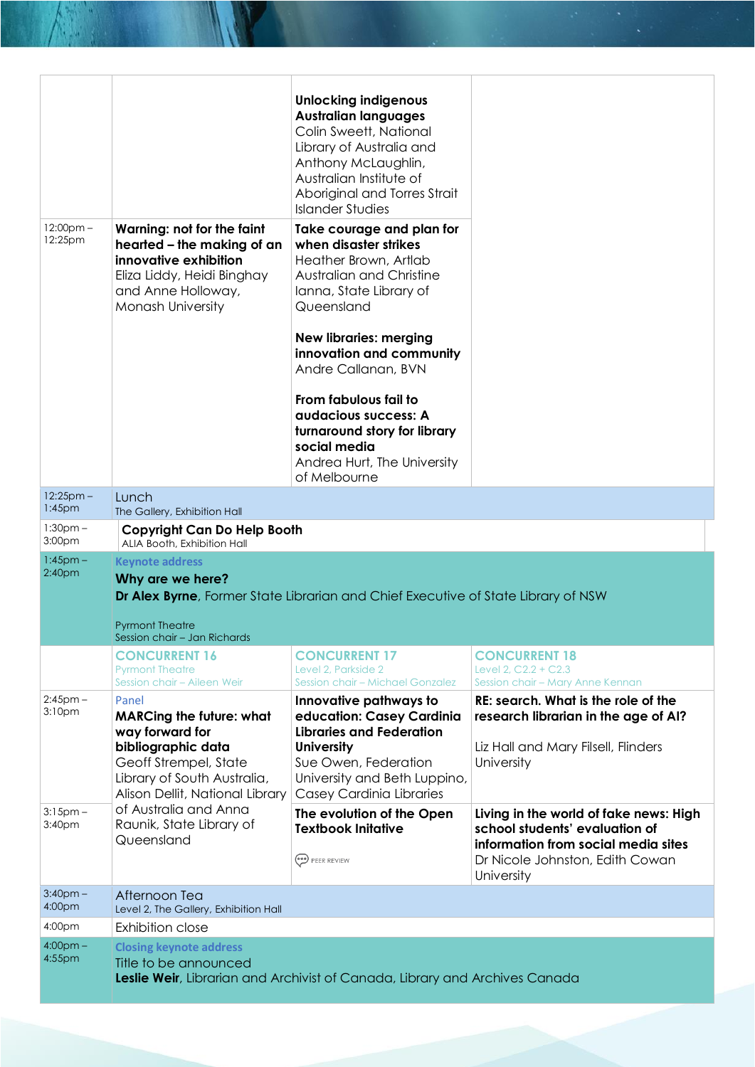| | | | |
|---|---|---|---|
| | | **Unlocking indigenous Australian languages** Colin Sweett, National Library of Australia and Anthony McLaughlin, Australian Institute of Aboriginal and Torres Strait Islander Studies | |
| 12:00pm – 12:25pm | **Warning: not for the faint hearted – the making of an innovative exhibition** Eliza Liddy, Heidi Binghay and Anne Holloway, Monash University | **Take courage and plan for when disaster strikes** Heather Brown, Artlab Australian and Christine Ianna, State Library of Queensland<br><br>**New libraries: merging innovation and community** Andre Callanan, BVN<br><br>**From fabulous fail to audacious success: A turnaround story for library social media** Andrea Hurt, The University of Melbourne | |
| 12:25pm – 1:45pm | Lunch<br>The Gallery, Exhibition Hall | | |
| 1:30pm – 3:00pm | **Copyright Can Do Help Booth**<br>ALIA Booth, Exhibition Hall | | |
| 1:45pm – 2:40pm | Keynote address<br>**Why are we here?**<br>**Dr Alex Byrne**, Former State Librarian and Chief Executive of State Library of NSW<br><br>Pyrmont Theatre<br>Session chair – Jan Richards | | |
| | CONCURRENT 16<br>Pyrmont Theatre<br>Session chair – Aileen Weir | CONCURRENT 17<br>Level 2, Parkside 2<br>Session chair – Michael Gonzalez | CONCURRENT 18<br>Level 2, C2.2 + C2.3<br>Session chair – Mary Anne Kennan |
| 2:45pm – 3:10pm | Panel<br>**MARCing the future: what way forward for bibliographic data** Geoff Strempel, State Library of South Australia, Alison Dellit, National Library of Australia and Anna Raunik, State Library of Queensland | **Innovative pathways to education: Casey Cardinia Libraries and Federation University** Sue Owen, Federation University and Beth Luppino, Casey Cardinia Libraries | **RE: search. What is the role of the research librarian in the age of AI?**<br><br>Liz Hall and Mary Filsell, Flinders University |
| 3:15pm – 3:40pm | | **The evolution of the Open Textbook Initative**<br><br>PEER REVIEW | **Living in the world of fake news: High school students' evaluation of information from social media sites** Dr Nicole Johnston, Edith Cowan University |
| 3:40pm – 4:00pm | Afternoon Tea<br>Level 2, The Gallery, Exhibition Hall | | |
| 4:00pm | Exhibition close | | |
| 4:00pm – 4:55pm | Closing keynote address<br>Title to be announced<br>**Leslie Weir**, Librarian and Archivist of Canada, Library and Archives Canada | | |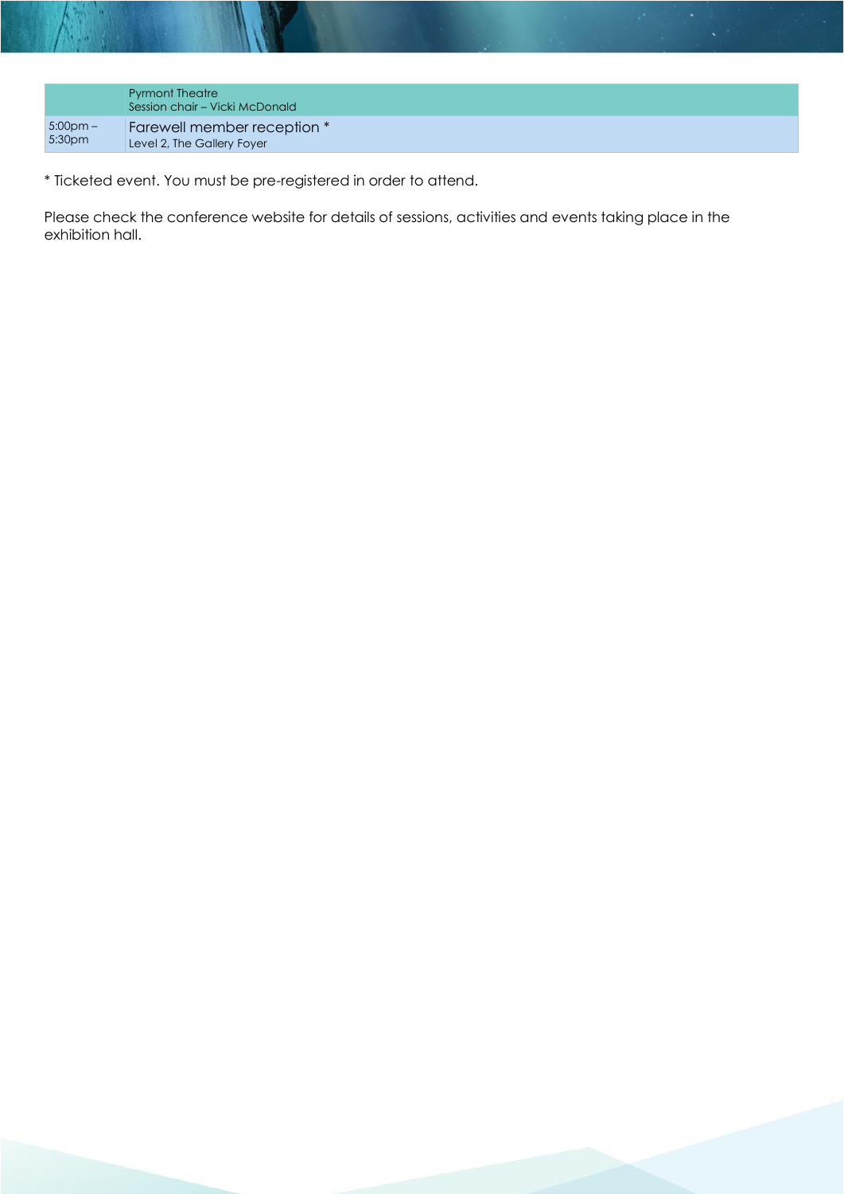| | Pyrmont Theatre<br>Session chair – Vicki McDonald |
|---|---|
| 5:00pm – 5:30pm | Farewell member reception *<br>Level 2, The Gallery Foyer |

* Ticketed event. You must be pre-registered in order to attend.

Please check the conference website for details of sessions, activities and events taking place in the exhibition hall.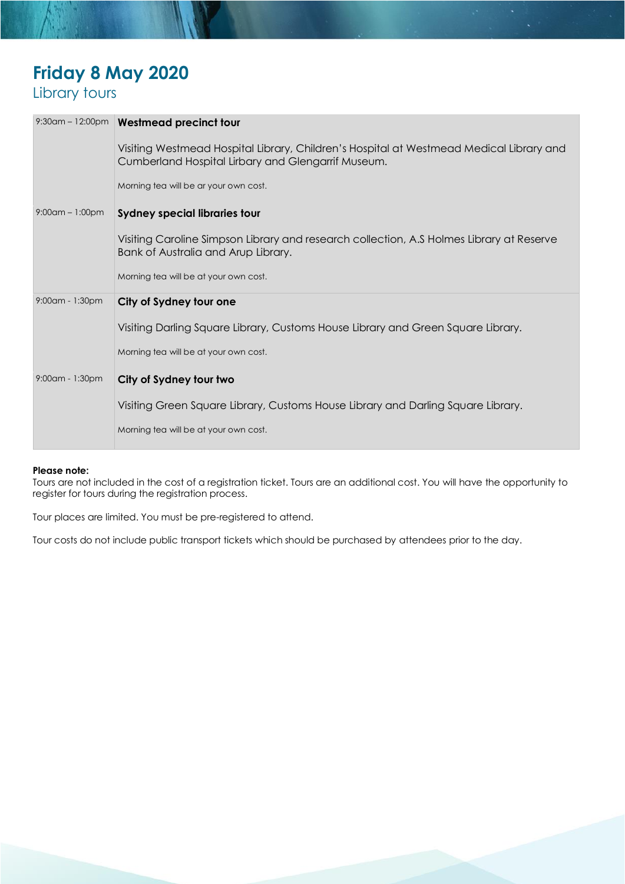# Friday 8 May 2020

## Library tours

| | |
|---|---|
| 9:30am – 12:00pm | **Westmead precinct tour**<br><br>Visiting Westmead Hospital Library, Children's Hospital at Westmead Medical Library and Cumberland Hospital Lirbary and Glengarrif Museum.<br><br>Morning tea will be ar your own cost. |
| 9:00am – 1:00pm | **Sydney special libraries tour**<br><br>Visiting Caroline Simpson Library and research collection, A.S Holmes Library at Reserve Bank of Australia and Arup Library.<br><br>Morning tea will be at your own cost. |
| 9:00am - 1:30pm | **City of Sydney tour one**<br><br>Visiting Darling Square Library, Customs House Library and Green Square Library.<br><br>Morning tea will be at your own cost. |
| 9:00am - 1:30pm | **City of Sydney tour two**<br><br>Visiting Green Square Library, Customs House Library and Darling Square Library.<br><br>Morning tea will be at your own cost. |

**Please note:**
Tours are not included in the cost of a registration ticket. Tours are an additional cost. You will have the opportunity to register for tours during the registration process.

Tour places are limited. You must be pre-registered to attend.

Tour costs do not include public transport tickets which should be purchased by attendees prior to the day.